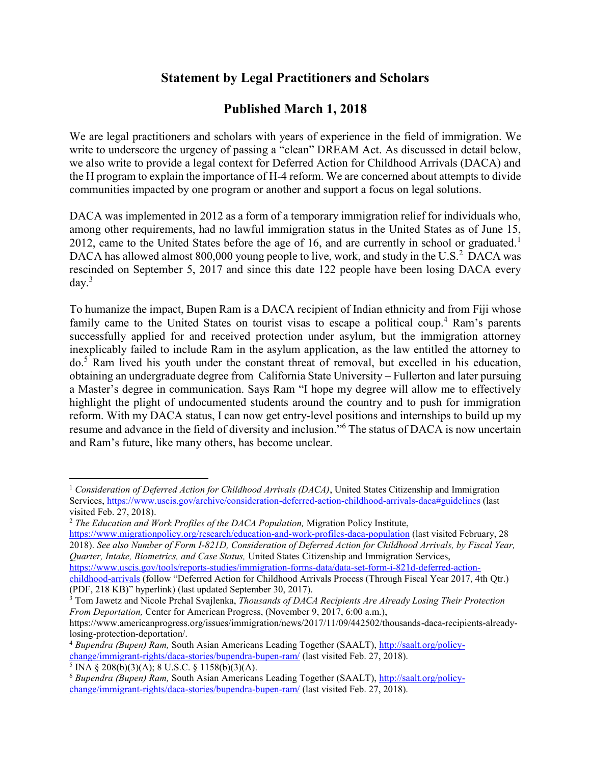# Statement by Legal Practitioners and Scholars

## Published March 1, 2018

We are legal practitioners and scholars with years of experience in the field of immigration. We write to underscore the urgency of passing a "clean" DREAM Act. As discussed in detail below, we also write to provide a legal context for Deferred Action for Childhood Arrivals (DACA) and the H program to explain the importance of H-4 reform. We are concerned about attempts to divide communities impacted by one program or another and support a focus on legal solutions.

DACA was implemented in 2012 as a form of a temporary immigration relief for individuals who, among other requirements, had no lawful immigration status in the United States as of June 15, 2012, came to the United States before the age of 16, and are currently in school or graduated.[1] DACA has allowed almost 800,000 young people to live, work, and study in the U.S.[2] DACA was rescinded on September 5, 2017 and since this date 122 people have been losing DACA every day.[3]

To humanize the impact, Bupen Ram is a DACA recipient of Indian ethnicity and from Fiji whose family came to the United States on tourist visas to escape a political coup.[4] Ram's parents successfully applied for and received protection under asylum, but the immigration attorney inexplicably failed to include Ram in the asylum application, as the law entitled the attorney to do.[5] Ram lived his youth under the constant threat of removal, but excelled in his education, obtaining an undergraduate degree from California State University – Fullerton and later pursuing a Master's degree in communication. Says Ram "I hope my degree will allow me to effectively highlight the plight of undocumented students around the country and to push for immigration reform. With my DACA status, I can now get entry-level positions and internships to build up my resume and advance in the field of diversity and inclusion."[6] The status of DACA is now uncertain and Ram's future, like many others, has become unclear.

---

[1] *Consideration of Deferred Action for Childhood Arrivals (DACA)*, United States Citizenship and Immigration Services, https://www.uscis.gov/archive/consideration-deferred-action-childhood-arrivals-daca#guidelines (last visited Feb. 27, 2018).

[2] *The Education and Work Profiles of the DACA Population,* Migration Policy Institute, https://www.migrationpolicy.org/research/education-and-work-profiles-daca-population (last visited February, 28 2018). *See also Number of Form I-821D, Consideration of Deferred Action for Childhood Arrivals, by Fiscal Year, Quarter, Intake, Biometrics, and Case Status,* United States Citizenship and Immigration Services, https://www.uscis.gov/tools/reports-studies/immigration-forms-data/data-set-form-i-821d-deferred-action-childhood-arrivals (follow "Deferred Action for Childhood Arrivals Process (Through Fiscal Year 2017, 4th Qtr.) (PDF, 218 KB)" hyperlink) (last updated September 30, 2017).

[3] Tom Jawetz and Nicole Prchal Svajlenka, *Thousands of DACA Recipients Are Already Losing Their Protection From Deportation,* Center for American Progress, (November 9, 2017, 6:00 a.m.), https://www.americanprogress.org/issues/immigration/news/2017/11/09/442502/thousands-daca-recipients-already-losing-protection-deportation/.

[4] *Bupendra (Bupen) Ram,* South Asian Americans Leading Together (SAALT), http://saalt.org/policy-change/immigrant-rights/daca-stories/bupendra-bupen-ram/ (last visited Feb. 27, 2018).

[5] INA § 208(b)(3)(A); 8 U.S.C. § 1158(b)(3)(A).

[6] *Bupendra (Bupen) Ram,* South Asian Americans Leading Together (SAALT), http://saalt.org/policy-change/immigrant-rights/daca-stories/bupendra-bupen-ram/ (last visited Feb. 27, 2018).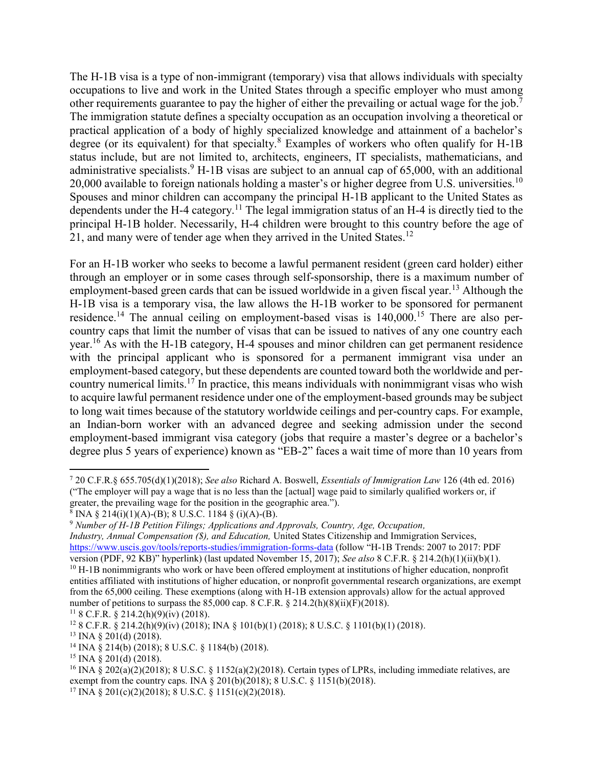The H-1B visa is a type of non-immigrant (temporary) visa that allows individuals with specialty occupations to live and work in the United States through a specific employer who must among other requirements guarantee to pay the higher of either the prevailing or actual wage for the job.[7] The immigration statute defines a specialty occupation as an occupation involving a theoretical or practical application of a body of highly specialized knowledge and attainment of a bachelor's degree (or its equivalent) for that specialty.[8] Examples of workers who often qualify for H-1B status include, but are not limited to, architects, engineers, IT specialists, mathematicians, and administrative specialists.[9] H-1B visas are subject to an annual cap of 65,000, with an additional 20,000 available to foreign nationals holding a master's or higher degree from U.S. universities.[10] Spouses and minor children can accompany the principal H-1B applicant to the United States as dependents under the H-4 category.[11] The legal immigration status of an H-4 is directly tied to the principal H-1B holder. Necessarily, H-4 children were brought to this country before the age of 21, and many were of tender age when they arrived in the United States.[12]

For an H-1B worker who seeks to become a lawful permanent resident (green card holder) either through an employer or in some cases through self-sponsorship, there is a maximum number of employment-based green cards that can be issued worldwide in a given fiscal year.[13] Although the H-1B visa is a temporary visa, the law allows the H-1B worker to be sponsored for permanent residence.[14] The annual ceiling on employment-based visas is 140,000.[15] There are also per-country caps that limit the number of visas that can be issued to natives of any one country each year.[16] As with the H-1B category, H-4 spouses and minor children can get permanent residence with the principal applicant who is sponsored for a permanent immigrant visa under an employment-based category, but these dependents are counted toward both the worldwide and per-country numerical limits.[17] In practice, this means individuals with nonimmigrant visas who wish to acquire lawful permanent residence under one of the employment-based grounds may be subject to long wait times because of the statutory worldwide ceilings and per-country caps. For example, an Indian-born worker with an advanced degree and seeking admission under the second employment-based immigrant visa category (jobs that require a master's degree or a bachelor's degree plus 5 years of experience) known as "EB-2" faces a wait time of more than 10 years from

---

[7] 20 C.F.R.§ 655.705(d)(1)(2018); *See also* Richard A. Boswell, *Essentials of Immigration Law* 126 (4th ed. 2016) ("The employer will pay a wage that is no less than the [actual] wage paid to similarly qualified workers or, if greater, the prevailing wage for the position in the geographic area.").

[8] INA § 214(i)(1)(A)-(B); 8 U.S.C. 1184 § (i)(A)-(B).

[9] *Number of H-1B Petition Filings; Applications and Approvals, Country, Age, Occupation, Industry, Annual Compensation ($), and Education,* United States Citizenship and Immigration Services, https://www.uscis.gov/tools/reports-studies/immigration-forms-data (follow "H-1B Trends: 2007 to 2017: PDF version (PDF, 92 KB)" hyperlink) (last updated November 15, 2017); *See also* 8 C.F.R. § 214.2(h)(1)(ii)(b)(1).

[10] H-1B nonimmigrants who work or have been offered employment at institutions of higher education, nonprofit entities affiliated with institutions of higher education, or nonprofit governmental research organizations, are exempt from the 65,000 ceiling. These exemptions (along with H-1B extension approvals) allow for the actual approved number of petitions to surpass the 85,000 cap. 8 C.F.R. § 214.2(h)(8)(ii)(F)(2018).

[11] 8 C.F.R. § 214.2(h)(9)(iv) (2018).

[12] 8 C.F.R. § 214.2(h)(9)(iv) (2018); INA § 101(b)(1) (2018); 8 U.S.C. § 1101(b)(1) (2018).

[13] INA § 201(d) (2018).

[14] INA § 214(b) (2018); 8 U.S.C. § 1184(b) (2018).

[15] INA § 201(d) (2018).

[16] INA § 202(a)(2)(2018); 8 U.S.C. § 1152(a)(2)(2018). Certain types of LPRs, including immediate relatives, are exempt from the country caps. INA § 201(b)(2018); 8 U.S.C. § 1151(b)(2018).

[17] INA § 201(c)(2)(2018); 8 U.S.C. § 1151(c)(2)(2018).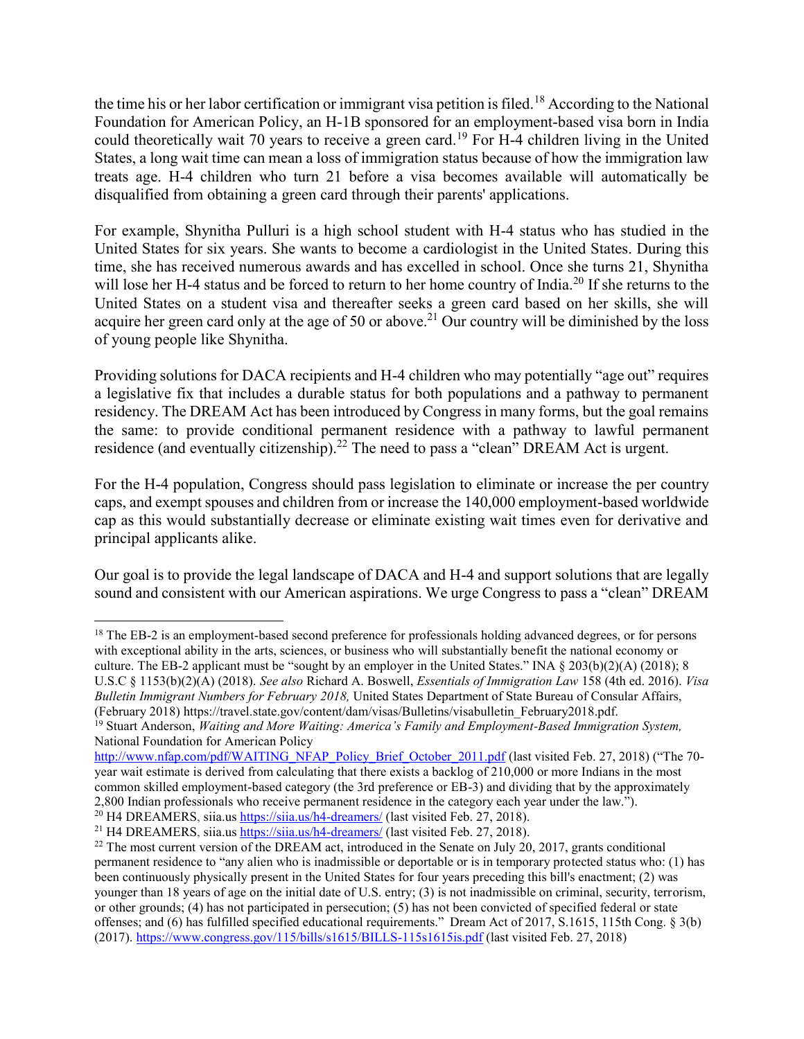the time his or her labor certification or immigrant visa petition is filed.[18] According to the National Foundation for American Policy, an H-1B sponsored for an employment-based visa born in India could theoretically wait 70 years to receive a green card.[19] For H-4 children living in the United States, a long wait time can mean a loss of immigration status because of how the immigration law treats age. H-4 children who turn 21 before a visa becomes available will automatically be disqualified from obtaining a green card through their parents' applications.

For example, Shynitha Pulluri is a high school student with H-4 status who has studied in the United States for six years. She wants to become a cardiologist in the United States. During this time, she has received numerous awards and has excelled in school. Once she turns 21, Shynitha will lose her H-4 status and be forced to return to her home country of India.[20] If she returns to the United States on a student visa and thereafter seeks a green card based on her skills, she will acquire her green card only at the age of 50 or above.[21] Our country will be diminished by the loss of young people like Shynitha.

Providing solutions for DACA recipients and H-4 children who may potentially "age out" requires a legislative fix that includes a durable status for both populations and a pathway to permanent residency. The DREAM Act has been introduced by Congress in many forms, but the goal remains the same: to provide conditional permanent residence with a pathway to lawful permanent residence (and eventually citizenship).[22] The need to pass a "clean" DREAM Act is urgent.

For the H-4 population, Congress should pass legislation to eliminate or increase the per country caps, and exempt spouses and children from or increase the 140,000 employment-based worldwide cap as this would substantially decrease or eliminate existing wait times even for derivative and principal applicants alike.

Our goal is to provide the legal landscape of DACA and H-4 and support solutions that are legally sound and consistent with our American aspirations. We urge Congress to pass a "clean" DREAM

---

[18] The EB-2 is an employment-based second preference for professionals holding advanced degrees, or for persons with exceptional ability in the arts, sciences, or business who will substantially benefit the national economy or culture. The EB-2 applicant must be "sought by an employer in the United States." INA § 203(b)(2)(A) (2018); 8 U.S.C § 1153(b)(2)(A) (2018). *See also* Richard A. Boswell, *Essentials of Immigration Law* 158 (4th ed. 2016). *Visa Bulletin Immigrant Numbers for February 2018,* United States Department of State Bureau of Consular Affairs, (February 2018) https://travel.state.gov/content/dam/visas/Bulletins/visabulletin_February2018.pdf.

[19] Stuart Anderson, *Waiting and More Waiting: America's Family and Employment-Based Immigration System,* National Foundation for American Policy http://www.nfap.com/pdf/WAITING_NFAP_Policy_Brief_October_2011.pdf (last visited Feb. 27, 2018) ("The 70-year wait estimate is derived from calculating that there exists a backlog of 210,000 or more Indians in the most common skilled employment-based category (the 3rd preference or EB-3) and dividing that by the approximately 2,800 Indian professionals who receive permanent residence in the category each year under the law.").

[20] H4 DREAMERS, siia.us https://siia.us/h4-dreamers/ (last visited Feb. 27, 2018).

[21] H4 DREAMERS, siia.us https://siia.us/h4-dreamers/ (last visited Feb. 27, 2018).

[22] The most current version of the DREAM act, introduced in the Senate on July 20, 2017, grants conditional permanent residence to "any alien who is inadmissible or deportable or is in temporary protected status who: (1) has been continuously physically present in the United States for four years preceding this bill's enactment; (2) was younger than 18 years of age on the initial date of U.S. entry; (3) is not inadmissible on criminal, security, terrorism, or other grounds; (4) has not participated in persecution; (5) has not been convicted of specified federal or state offenses; and (6) has fulfilled specified educational requirements." Dream Act of 2017, S.1615, 115th Cong. § 3(b) (2017). https://www.congress.gov/115/bills/s1615/BILLS-115s1615is.pdf (last visited Feb. 27, 2018)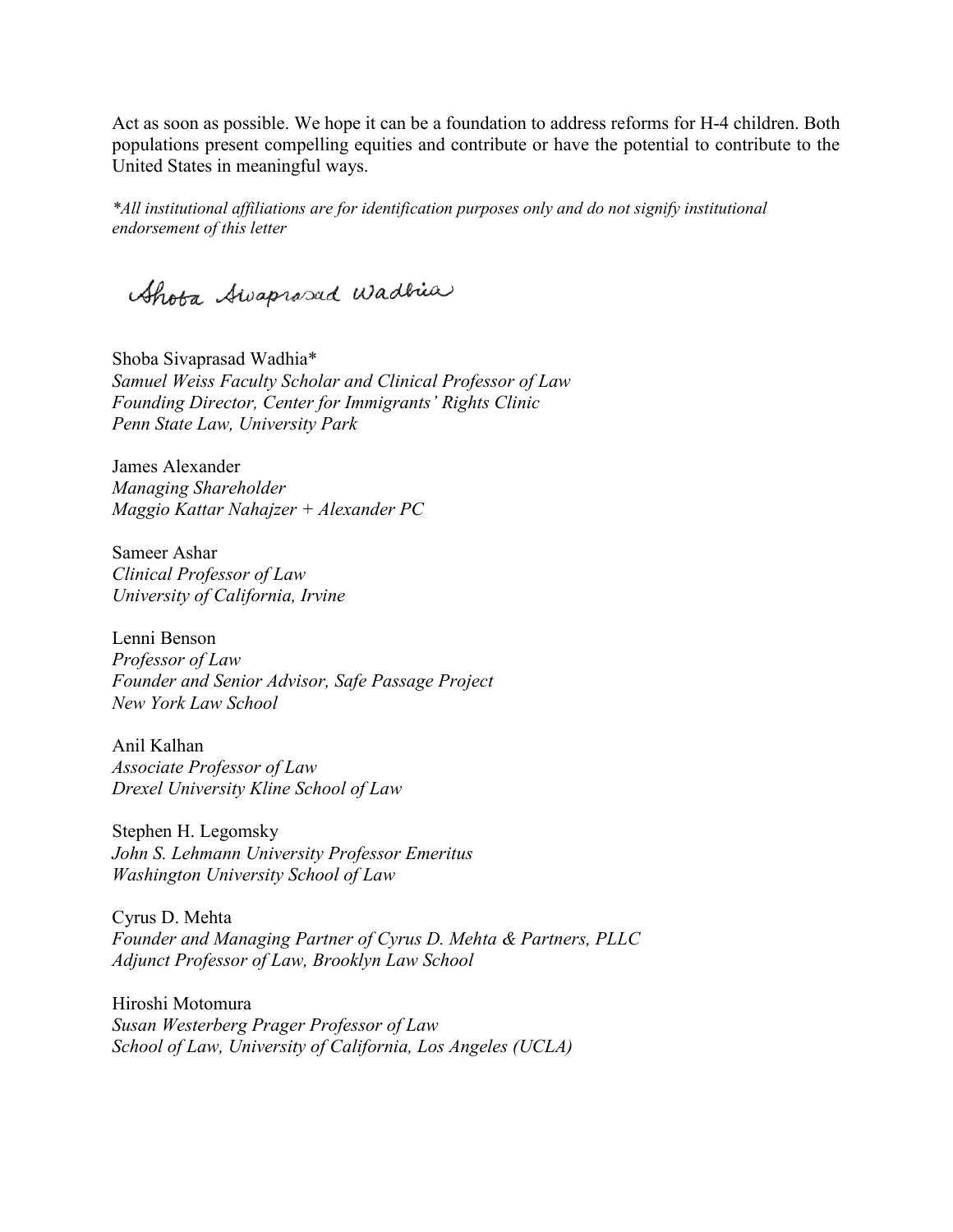Act as soon as possible. We hope it can be a foundation to address reforms for H-4 children. Both populations present compelling equities and contribute or have the potential to contribute to the United States in meaningful ways.

*\*All institutional affiliations are for identification purposes only and do not signify institutional endorsement of this letter*

Shoba Sivaprasad Wadhia

Shoba Sivaprasad Wadhia*
*Samuel Weiss Faculty Scholar and Clinical Professor of Law*
*Founding Director, Center for Immigrants' Rights Clinic*
*Penn State Law, University Park*

James Alexander
*Managing Shareholder*
*Maggio Kattar Nahajzer + Alexander PC*

Sameer Ashar
*Clinical Professor of Law*
*University of California, Irvine*

Lenni Benson
*Professor of Law*
*Founder and Senior Advisor, Safe Passage Project*
*New York Law School*

Anil Kalhan
*Associate Professor of Law*
*Drexel University Kline School of Law*

Stephen H. Legomsky
*John S. Lehmann University Professor Emeritus*
*Washington University School of Law*

Cyrus D. Mehta
*Founder and Managing Partner of Cyrus D. Mehta & Partners, PLLC*
*Adjunct Professor of Law, Brooklyn Law School*

Hiroshi Motomura
*Susan Westerberg Prager Professor of Law*
*School of Law, University of California, Los Angeles (UCLA)*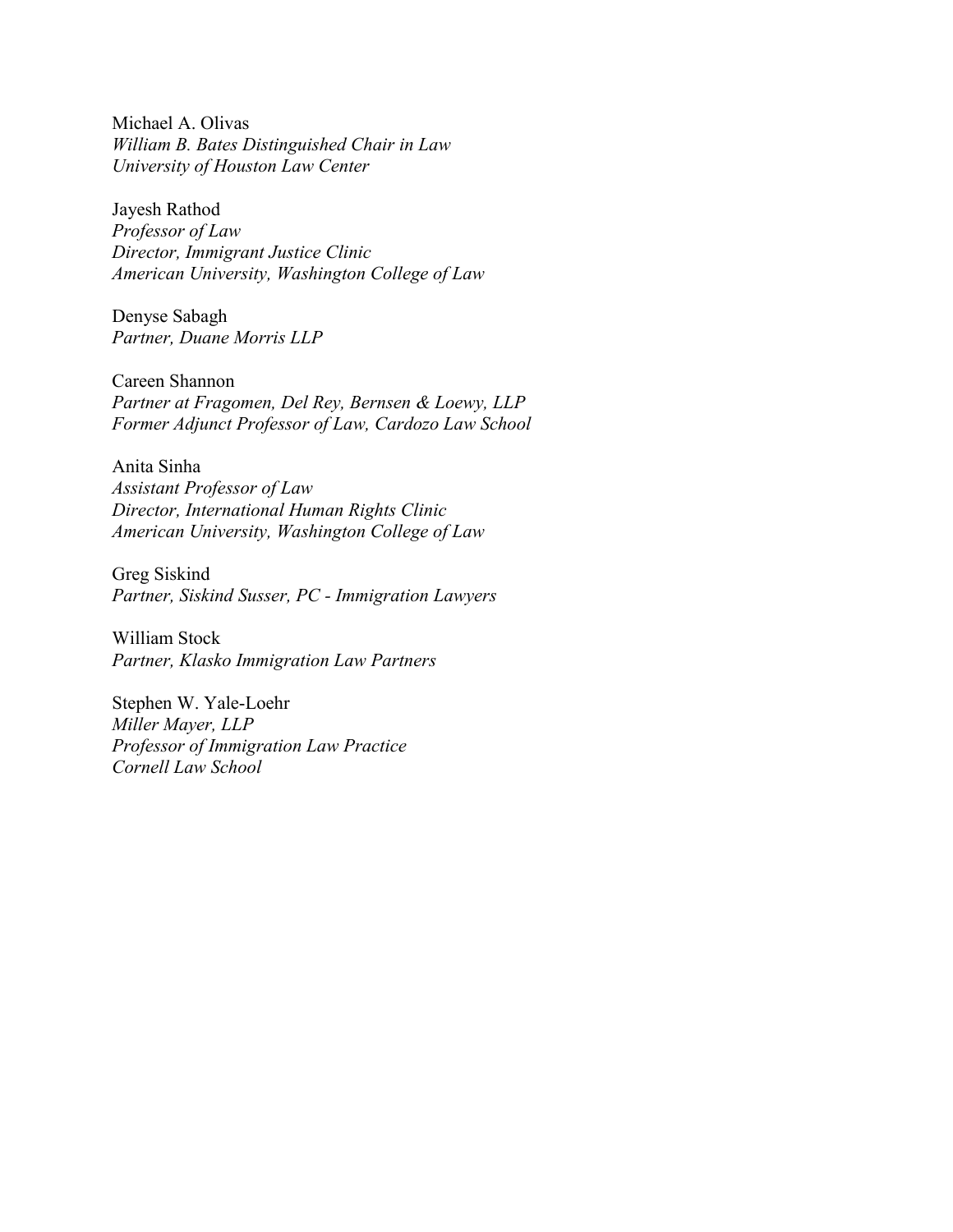Michael A. Olivas
*William B. Bates Distinguished Chair in Law*
*University of Houston Law Center*

Jayesh Rathod
*Professor of Law*
*Director, Immigrant Justice Clinic*
*American University, Washington College of Law*

Denyse Sabagh
*Partner, Duane Morris LLP*

Careen Shannon
*Partner at Fragomen, Del Rey, Bernsen & Loewy, LLP*
*Former Adjunct Professor of Law, Cardozo Law School*

Anita Sinha
*Assistant Professor of Law*
*Director, International Human Rights Clinic*
*American University, Washington College of Law*

Greg Siskind
*Partner, Siskind Susser, PC - Immigration Lawyers*

William Stock
*Partner, Klasko Immigration Law Partners*

Stephen W. Yale-Loehr
*Miller Mayer, LLP*
*Professor of Immigration Law Practice*
*Cornell Law School*